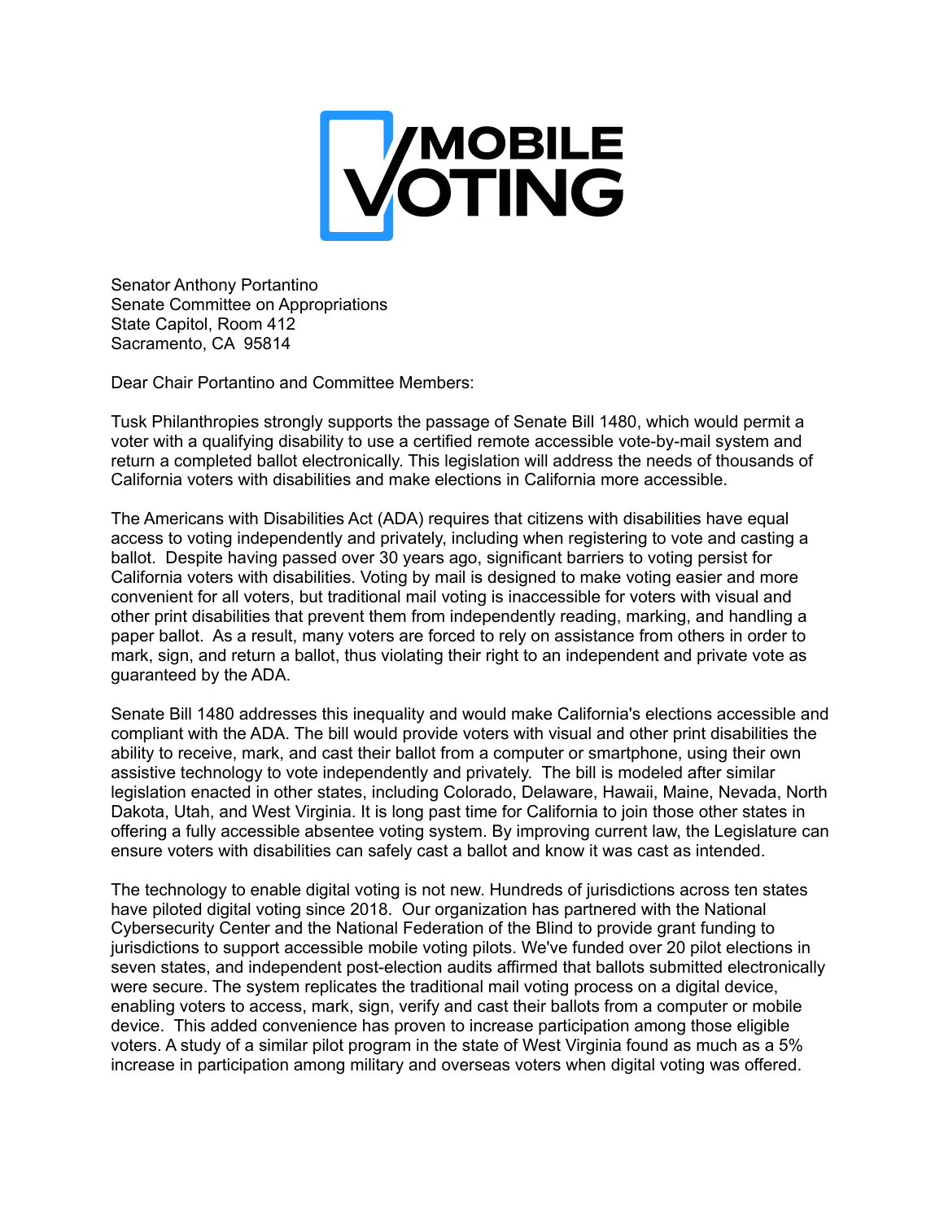MOBILE VOTING

Senator Anthony Portantino
Senate Committee on Appropriations
State Capitol, Room 412
Sacramento, CA  95814

Dear Chair Portantino and Committee Members:

Tusk Philanthropies strongly supports the passage of Senate Bill 1480, which would permit a voter with a qualifying disability to use a certified remote accessible vote-by-mail system and return a completed ballot electronically. This legislation will address the needs of thousands of California voters with disabilities and make elections in California more accessible.

The Americans with Disabilities Act (ADA) requires that citizens with disabilities have equal access to voting independently and privately, including when registering to vote and casting a ballot.  Despite having passed over 30 years ago, significant barriers to voting persist for California voters with disabilities. Voting by mail is designed to make voting easier and more convenient for all voters, but traditional mail voting is inaccessible for voters with visual and other print disabilities that prevent them from independently reading, marking, and handling a paper ballot.  As a result, many voters are forced to rely on assistance from others in order to mark, sign, and return a ballot, thus violating their right to an independent and private vote as guaranteed by the ADA.

Senate Bill 1480 addresses this inequality and would make California's elections accessible and compliant with the ADA. The bill would provide voters with visual and other print disabilities the ability to receive, mark, and cast their ballot from a computer or smartphone, using their own assistive technology to vote independently and privately.  The bill is modeled after similar legislation enacted in other states, including Colorado, Delaware, Hawaii, Maine, Nevada, North Dakota, Utah, and West Virginia. It is long past time for California to join those other states in offering a fully accessible absentee voting system. By improving current law, the Legislature can ensure voters with disabilities can safely cast a ballot and know it was cast as intended.

The technology to enable digital voting is not new. Hundreds of jurisdictions across ten states have piloted digital voting since 2018.  Our organization has partnered with the National Cybersecurity Center and the National Federation of the Blind to provide grant funding to jurisdictions to support accessible mobile voting pilots. We've funded over 20 pilot elections in seven states, and independent post-election audits affirmed that ballots submitted electronically were secure. The system replicates the traditional mail voting process on a digital device, enabling voters to access, mark, sign, verify and cast their ballots from a computer or mobile device.  This added convenience has proven to increase participation among those eligible voters. A study of a similar pilot program in the state of West Virginia found as much as a 5% increase in participation among military and overseas voters when digital voting was offered.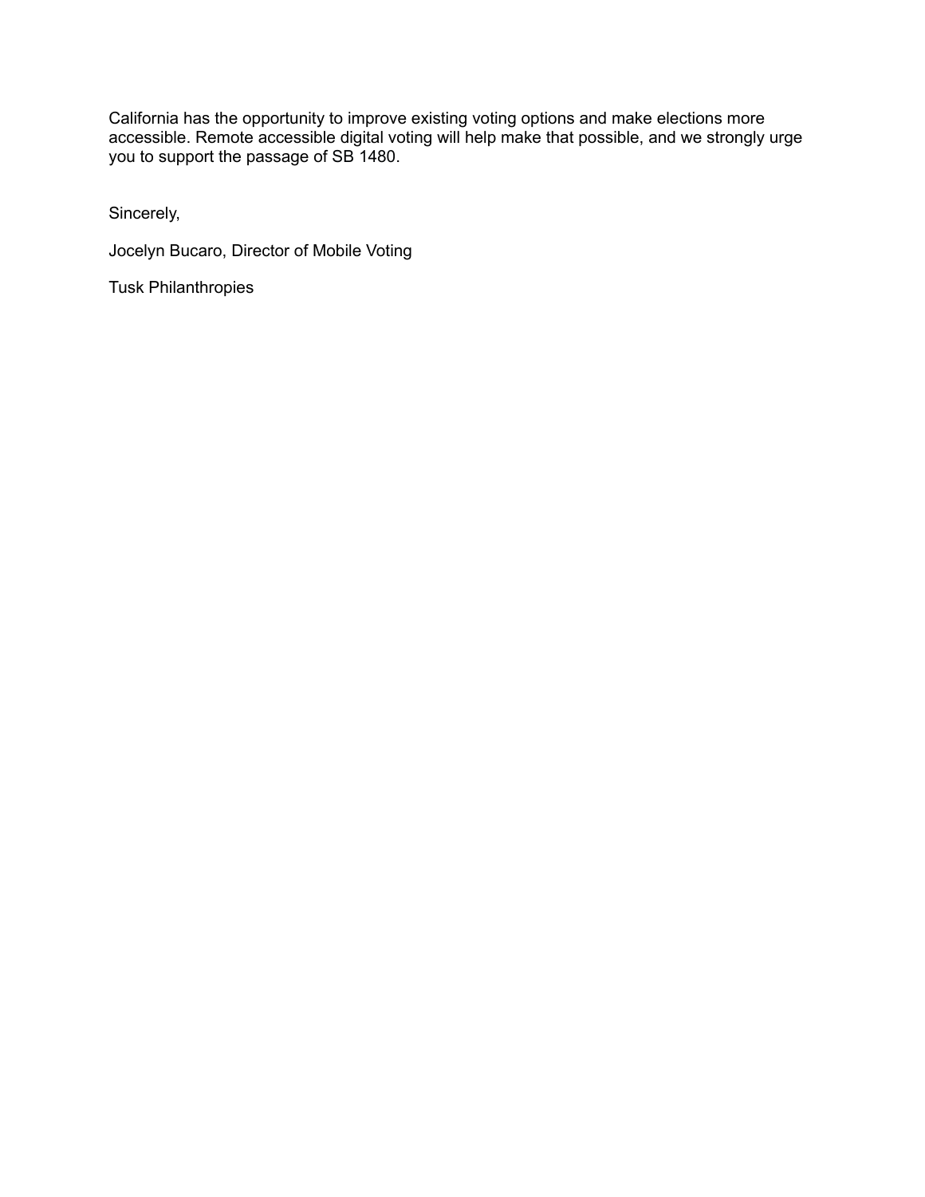California has the opportunity to improve existing voting options and make elections more accessible. Remote accessible digital voting will help make that possible, and we strongly urge you to support the passage of SB 1480.

Sincerely,

Jocelyn Bucaro, Director of Mobile Voting

Tusk Philanthropies